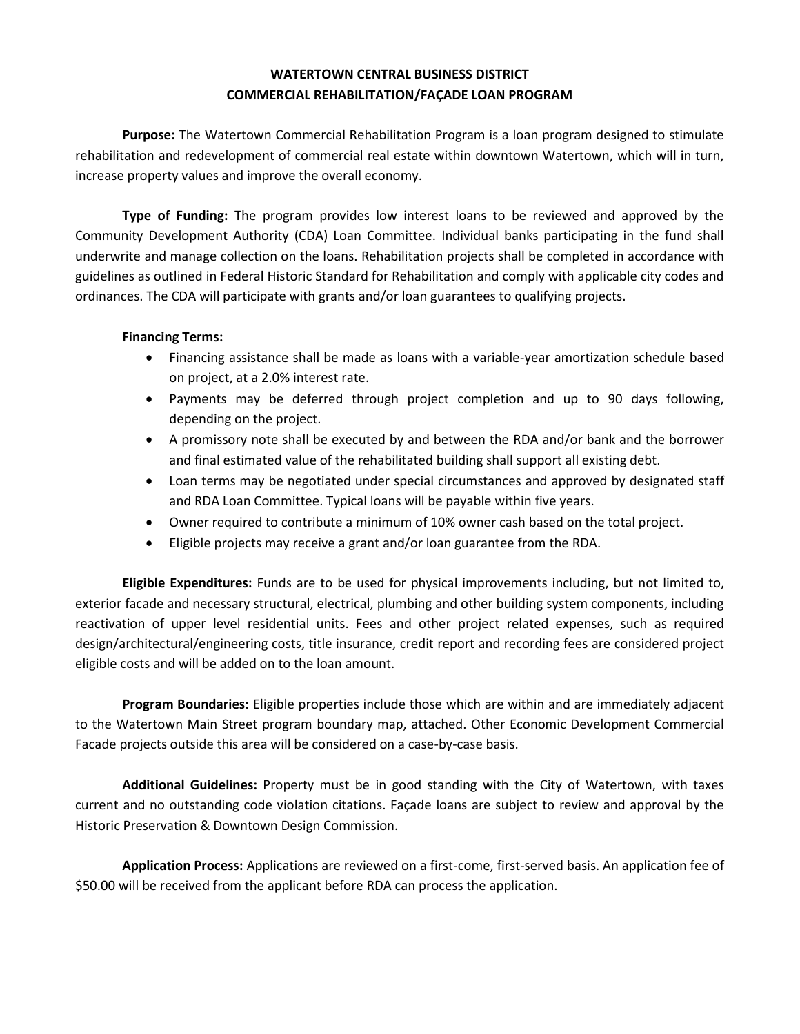# WATERTOWN CENTRAL BUSINESS DISTRICT
# COMMERCIAL REHABILITATION/FAÇADE LOAN PROGRAM

**Purpose:** The Watertown Commercial Rehabilitation Program is a loan program designed to stimulate rehabilitation and redevelopment of commercial real estate within downtown Watertown, which will in turn, increase property values and improve the overall economy.

**Type of Funding:** The program provides low interest loans to be reviewed and approved by the Community Development Authority (CDA) Loan Committee. Individual banks participating in the fund shall underwrite and manage collection on the loans. Rehabilitation projects shall be completed in accordance with guidelines as outlined in Federal Historic Standard for Rehabilitation and comply with applicable city codes and ordinances. The CDA will participate with grants and/or loan guarantees to qualifying projects.

**Financing Terms:**

- Financing assistance shall be made as loans with a variable-year amortization schedule based on project, at a 2.0% interest rate.
- Payments may be deferred through project completion and up to 90 days following, depending on the project.
- A promissory note shall be executed by and between the RDA and/or bank and the borrower and final estimated value of the rehabilitated building shall support all existing debt.
- Loan terms may be negotiated under special circumstances and approved by designated staff and RDA Loan Committee. Typical loans will be payable within five years.
- Owner required to contribute a minimum of 10% owner cash based on the total project.
- Eligible projects may receive a grant and/or loan guarantee from the RDA.

**Eligible Expenditures:** Funds are to be used for physical improvements including, but not limited to, exterior facade and necessary structural, electrical, plumbing and other building system components, including reactivation of upper level residential units. Fees and other project related expenses, such as required design/architectural/engineering costs, title insurance, credit report and recording fees are considered project eligible costs and will be added on to the loan amount.

**Program Boundaries:** Eligible properties include those which are within and are immediately adjacent to the Watertown Main Street program boundary map, attached. Other Economic Development Commercial Facade projects outside this area will be considered on a case-by-case basis.

**Additional Guidelines:** Property must be in good standing with the City of Watertown, with taxes current and no outstanding code violation citations. Façade loans are subject to review and approval by the Historic Preservation & Downtown Design Commission.

**Application Process:** Applications are reviewed on a first-come, first-served basis. An application fee of $50.00 will be received from the applicant before RDA can process the application.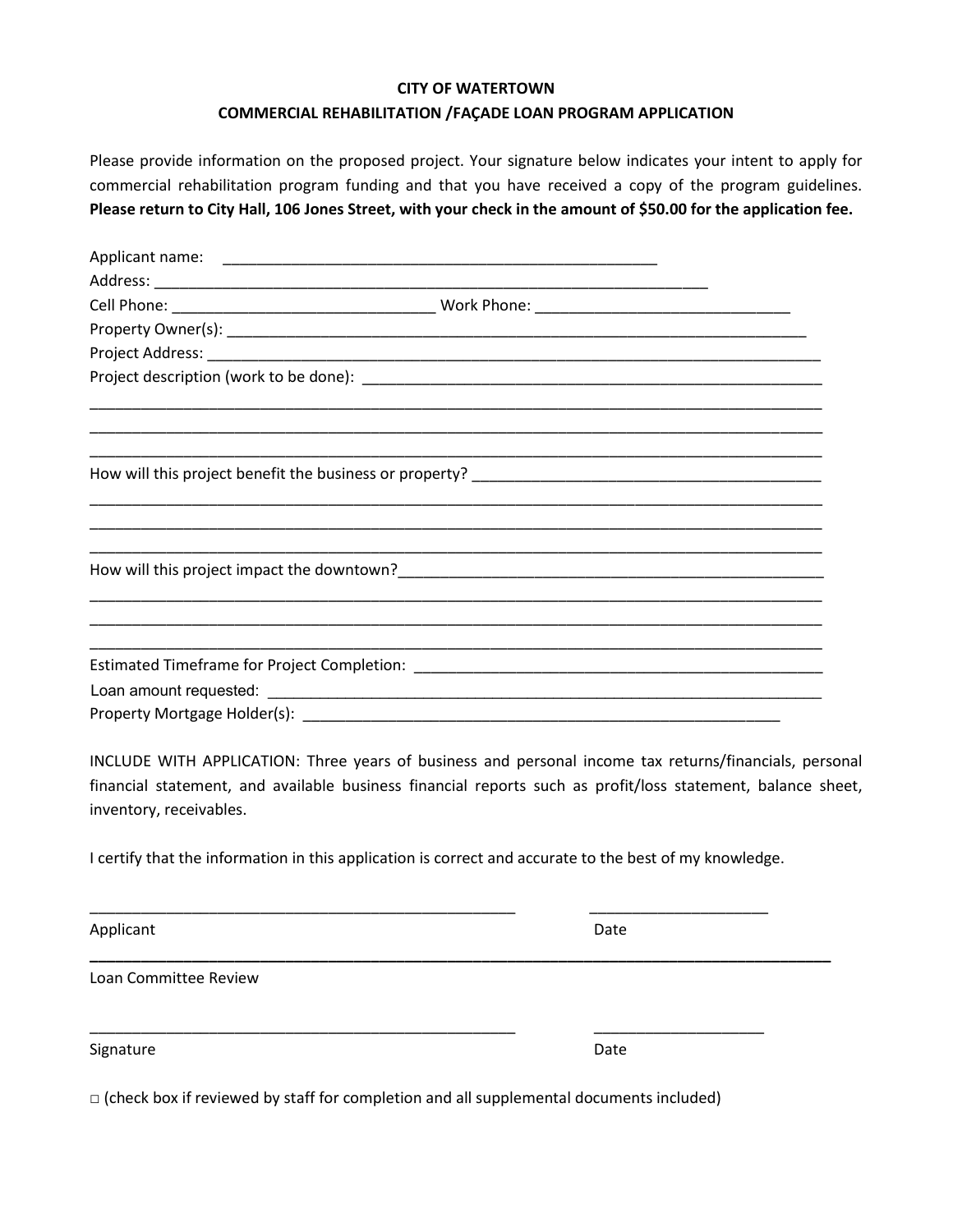**CITY OF WATERTOWN**

**COMMERCIAL REHABILITATION /FAÇADE LOAN PROGRAM APPLICATION**

Please provide information on the proposed project. Your signature below indicates your intent to apply for commercial rehabilitation program funding and that you have received a copy of the program guidelines. **Please return to City Hall, 106 Jones Street, with your check in the amount of $50.00 for the application fee.**

Applicant name: ____________________________________________________

Address: ___________________________________________________________________

Cell Phone: _______________________________ Work Phone: _____________________________

Property Owner(s): _________________________________________________________________________

Project Address: ____________________________________________________________________________

Project description (work to be done): _______________________________________________________

_____________________________________________________________________________________________

_____________________________________________________________________________________________

_____________________________________________________________________________________________

How will this project benefit the business or property? _________________________________________

_____________________________________________________________________________________________

_____________________________________________________________________________________________

_____________________________________________________________________________________________

How will this project impact the downtown?____________________________________________________

_____________________________________________________________________________________________

_____________________________________________________________________________________________

_____________________________________________________________________________________________

Estimated Timeframe for Project Completion: __________________________________________________

Loan amount requested: _____________________________________________________________________

Property Mortgage Holder(s): ___________________________________________________________

INCLUDE WITH APPLICATION: Three years of business and personal income tax returns/financials, personal financial statement, and available business financial reports such as profit/loss statement, balance sheet, inventory, receivables.

I certify that the information in this application is correct and accurate to the best of my knowledge.

____________________________________________________ _____________________

Applicant Date

_____________________________________________________________________________________________

Loan Committee Review

____________________________________________________ ____________________

Signature Date

□ (check box if reviewed by staff for completion and all supplemental documents included)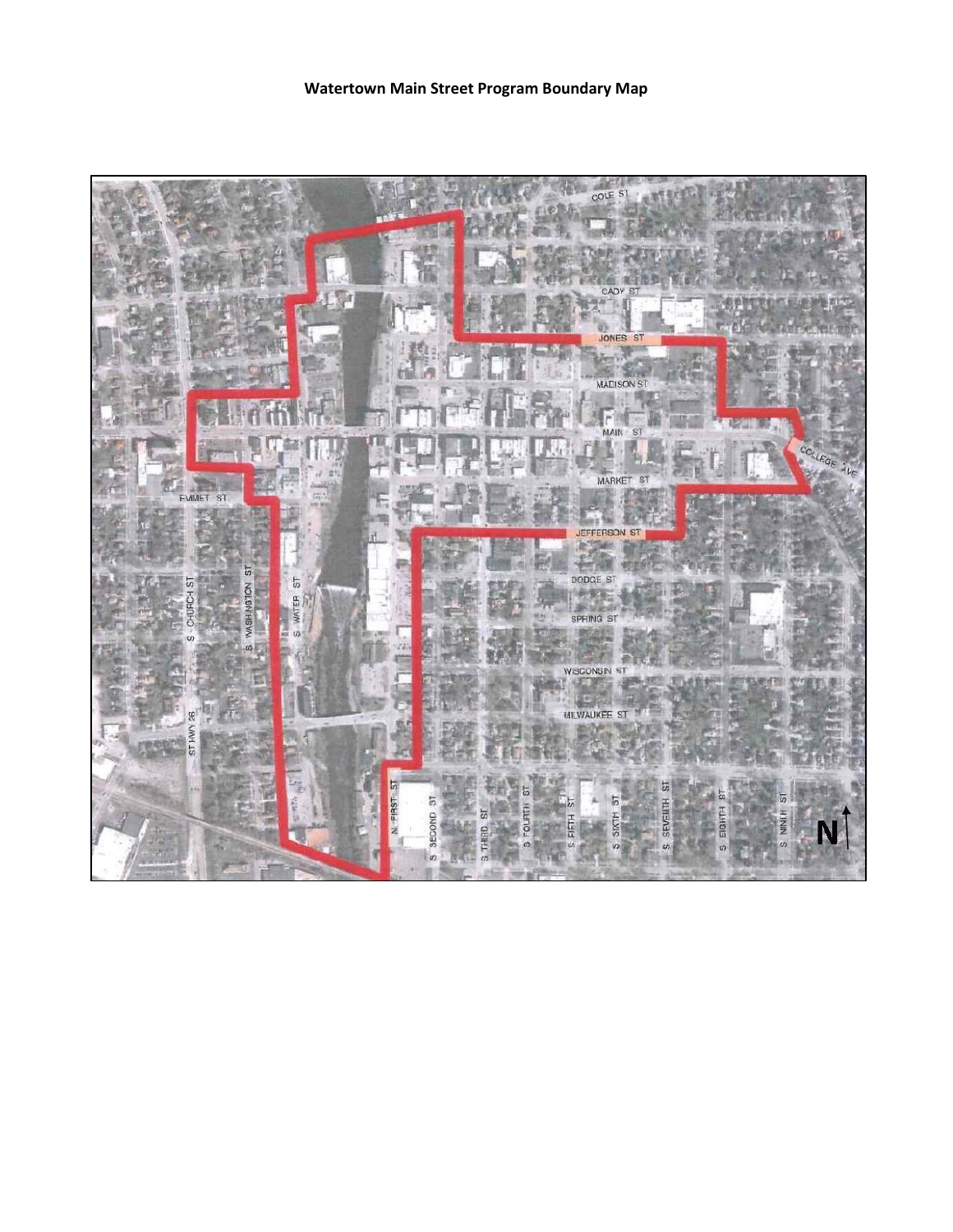**Watertown Main Street Program Boundary Map**

COLE ST
CADY ST
JONES ST
MADISON ST
MAIN ST
COLLEGE AVE
MARKET ST
EMMET ST
JEFFERSON ST
DODGE ST
SPRING ST
WISCONSIN ST
MILWAUKEE ST
S CHURCH ST
ST HWY 26
S WASHINGTON ST
S WATER ST
N FIRST ST
S SECOND ST
S THIRD ST
S FOURTH ST
S FIFTH ST
S SIXTH ST
S SEVENTH ST
S EIGHTH ST
S NINTH ST
N